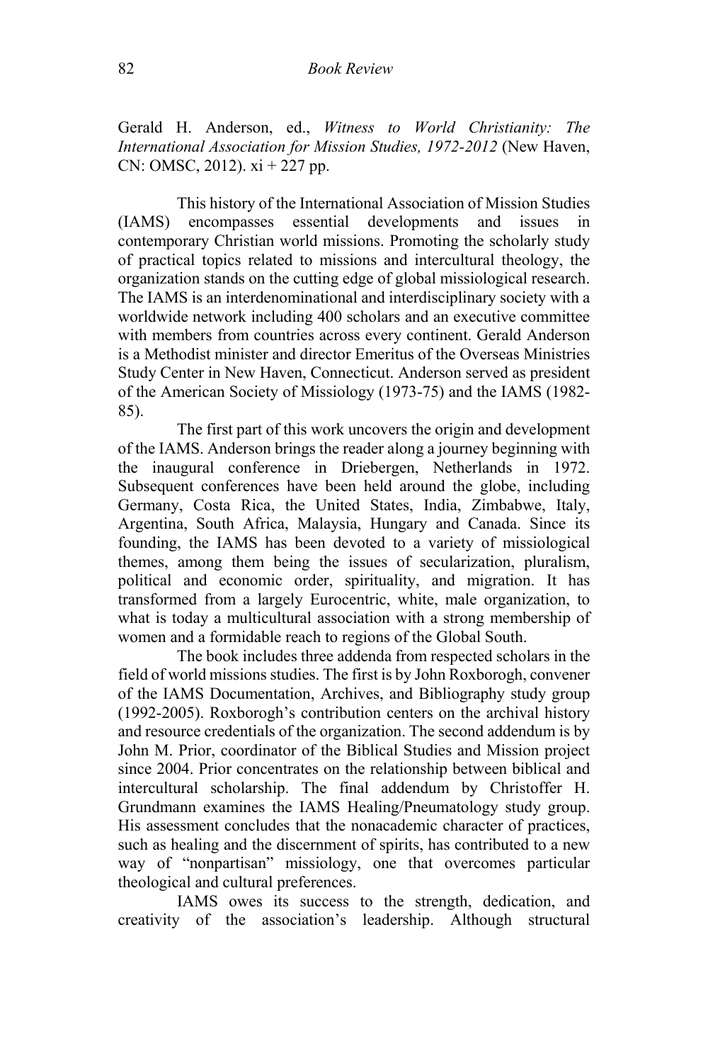Gerald H. Anderson, ed., *Witness to World Christianity: The International Association for Mission Studies, 1972-2012* (New Haven, CN: OMSC, 2012). xi + 227 pp.

This history of the International Association of Mission Studies (IAMS) encompasses essential developments and issues in contemporary Christian world missions. Promoting the scholarly study of practical topics related to missions and intercultural theology, the organization stands on the cutting edge of global missiological research. The IAMS is an interdenominational and interdisciplinary society with a worldwide network including 400 scholars and an executive committee with members from countries across every continent. Gerald Anderson is a Methodist minister and director Emeritus of the Overseas Ministries Study Center in New Haven, Connecticut. Anderson served as president of the American Society of Missiology (1973-75) and the IAMS (1982-85).

The first part of this work uncovers the origin and development of the IAMS. Anderson brings the reader along a journey beginning with the inaugural conference in Driebergen, Netherlands in 1972. Subsequent conferences have been held around the globe, including Germany, Costa Rica, the United States, India, Zimbabwe, Italy, Argentina, South Africa, Malaysia, Hungary and Canada. Since its founding, the IAMS has been devoted to a variety of missiological themes, among them being the issues of secularization, pluralism, political and economic order, spirituality, and migration. It has transformed from a largely Eurocentric, white, male organization, to what is today a multicultural association with a strong membership of women and a formidable reach to regions of the Global South.

The book includes three addenda from respected scholars in the field of world missions studies. The first is by John Roxborogh, convener of the IAMS Documentation, Archives, and Bibliography study group (1992-2005). Roxborogh's contribution centers on the archival history and resource credentials of the organization. The second addendum is by John M. Prior, coordinator of the Biblical Studies and Mission project since 2004. Prior concentrates on the relationship between biblical and intercultural scholarship. The final addendum by Christoffer H. Grundmann examines the IAMS Healing/Pneumatology study group. His assessment concludes that the nonacademic character of practices, such as healing and the discernment of spirits, has contributed to a new way of "nonpartisan" missiology, one that overcomes particular theological and cultural preferences.

IAMS owes its success to the strength, dedication, and creativity of the association's leadership. Although structural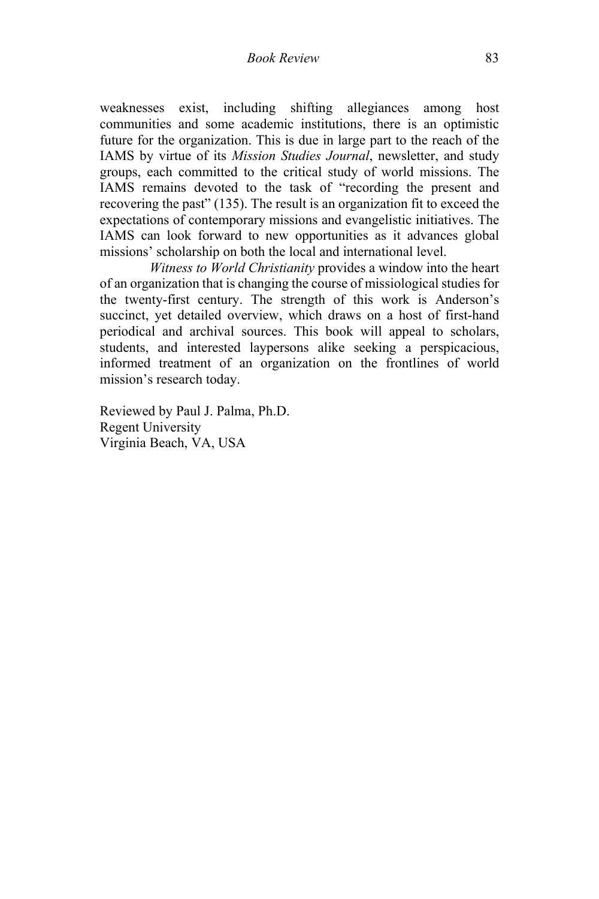weaknesses exist, including shifting allegiances among host communities and some academic institutions, there is an optimistic future for the organization. This is due in large part to the reach of the IAMS by virtue of its *Mission Studies Journal*, newsletter, and study groups, each committed to the critical study of world missions. The IAMS remains devoted to the task of "recording the present and recovering the past" (135). The result is an organization fit to exceed the expectations of contemporary missions and evangelistic initiatives. The IAMS can look forward to new opportunities as it advances global missions' scholarship on both the local and international level.

*Witness to World Christianity* provides a window into the heart of an organization that is changing the course of missiological studies for the twenty-first century. The strength of this work is Anderson's succinct, yet detailed overview, which draws on a host of first-hand periodical and archival sources. This book will appeal to scholars, students, and interested laypersons alike seeking a perspicacious, informed treatment of an organization on the frontlines of world mission's research today.

Reviewed by Paul J. Palma, Ph.D.
Regent University
Virginia Beach, VA, USA